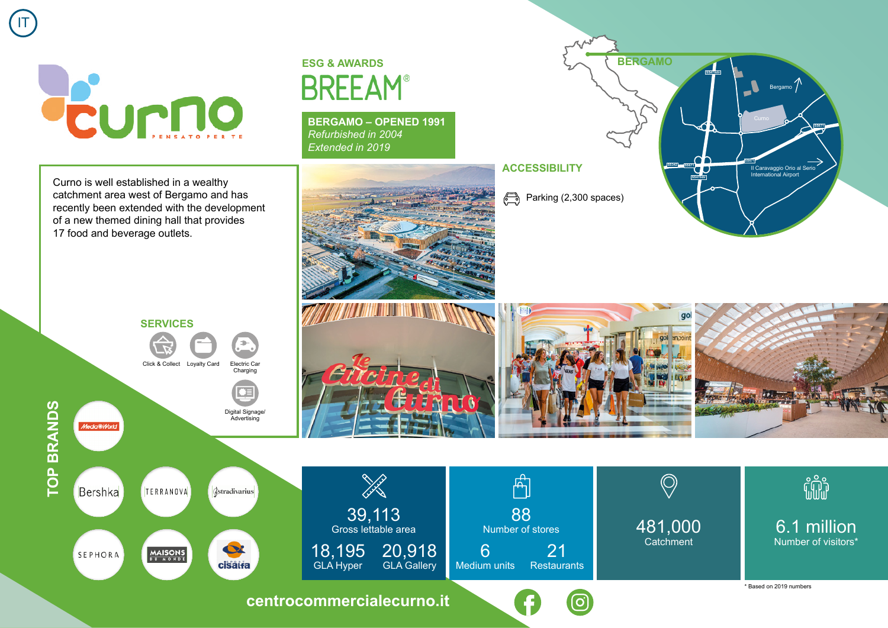IT

# Curno

PENSATO PER TE

## ESG & AWARDS

BREEAM®

**BERGAMO – OPENED 1991**
*Refurbished in 2004*
*Extended in 2019*

Curno is well established in a wealthy catchment area west of Bergamo and has recently been extended with the development of a new themed dining hall that provides 17 food and beverage outlets.

## ACCESSIBILITY

Parking (2,300 spaces)

BERGAMO

Bergamo

Curno

Il Caravaggio Orio al Serio International Airport

## SERVICES

- Click & Collect
- Loyalty Card
- Electric Car Charging
- Digital Signage/ Advertising

## TOP BRANDS

- MediaWorld
- Bershka
- Terranova
- Stradivarius
- Sephora
- Maisons du Monde
- Cisalfa

| 39,113 Gross lettable area | 88 Number of stores | 481,000 Catchment | 6.1 million Number of visitors* |
|---|---|---|---|
| 18,195 GLA Hyper / 20,918 GLA Gallery | 6 Medium units / 21 Restaurants | | |

\* Based on 2019 numbers

centrocommercialecurno.it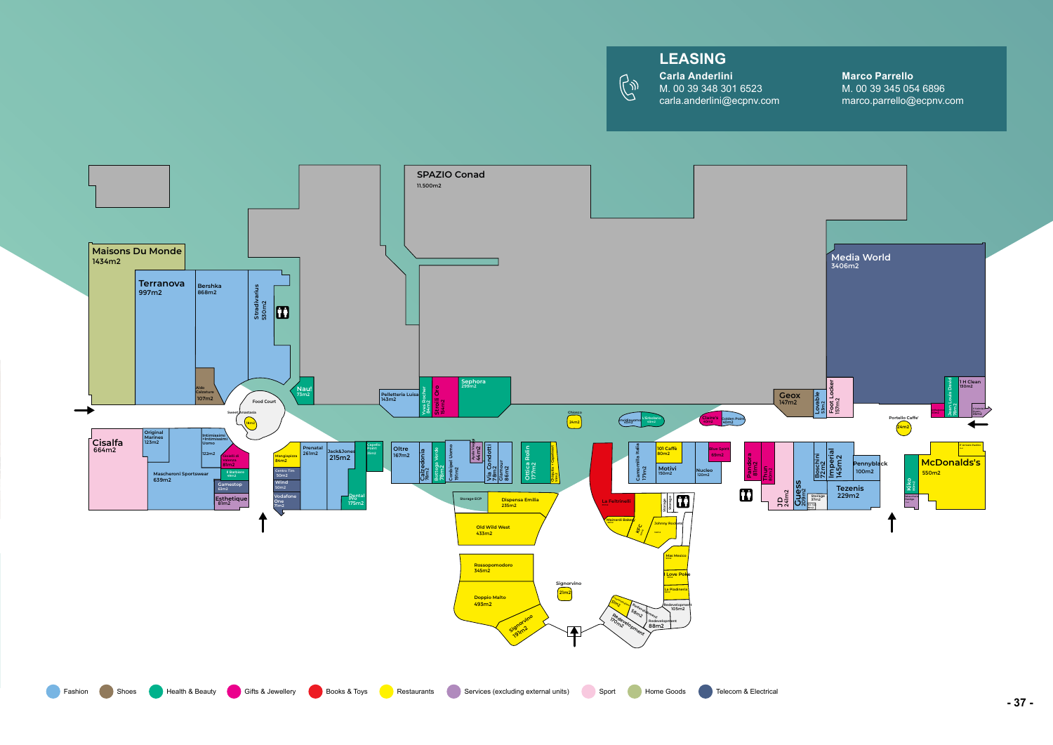## LEASING

**Carla Anderlini**
M. 00 39 348 301 6523
carla.anderlini@ecpnv.com

**Marco Parrello**
M. 00 39 345 054 6896
marco.parrello@ecpnv.com

SPAZIO Conad
11.500m2

Maisons Du Monde
1434m2

Terranova
997m2

Bershka
868m2

Stradivarius
530m2

Aldo Calzature
107m2

Nau!
73m2

Food Court

Sweet Anastasia

Media World
3406m2

Geox
147m2

Lovable
53m2

Foot Locker
157m2

Jean Louis David
78m2

1 H Clean
130m2

Portello Caffe'

Pelletteria Luisa
143m2

Yves Rocher
64m2

Stroili Oro
75m2

Sephora
299m2

Chiosco
24m2

24m2

Cisalfa
664m2

Original Marines
123m2

Intimissimi + Intimissimi Uomo
122m2

Mascheroni Sportswear
639m2

Il Barbiere

Gamestop
63m2

Esthetique
81m2

Mangiapizza
84m2

Centro Tim
50m2

Wind
50m2

Vodafone One
71m2

Prenatal
261m2

Jack&Jones
215m2

Capello Point

Dental Pro
175m2

Oltre
167m2

Calzedonia
78m2

Bottega Verde
79m2

Carpisa
Camicissima

Cerebrum Uomo
191m2

44m2

Via Condotti
78m2

Optissimo
86m2

Ottica Rolin
177m2

Storage ECP

Dispensa Emilia
235m2

Old Wild West
433m2

Rossopomodoro
345m2

Doppio Malto
493m2

Signorvino
191m2

Signorvino
21m2

La Feltrinelli

Mainardi Bakery

Johnny Rockets

KFC

Storage

Mas Mexico

I Love Poke

La Piadineria

Redevelopment
105m2

Redevelopment
88m2

Redevelopment
58m2

Redevelopment
170m2

Camomilla Italia
171m2

101 Caffè
80m2

Motivi
150m2

Nucleo
120m2

Blue Spirit
69m2

Golden Point
40m2

Pandora
81m2

Thun
80m2

JD
241m2

Guess
209m2

Storage
37m2

Boggi
72m2

Imperial
145m2

Pennyblack
100m2

Tezenis
229m2

Kiko

McDonalds's
550m2

Fashion | Shoes | Health & Beauty | Gifts & Jewellery | Books & Toys | Restaurants | Services (excluding external units) | Sport | Home Goods | Telecom & Electrical